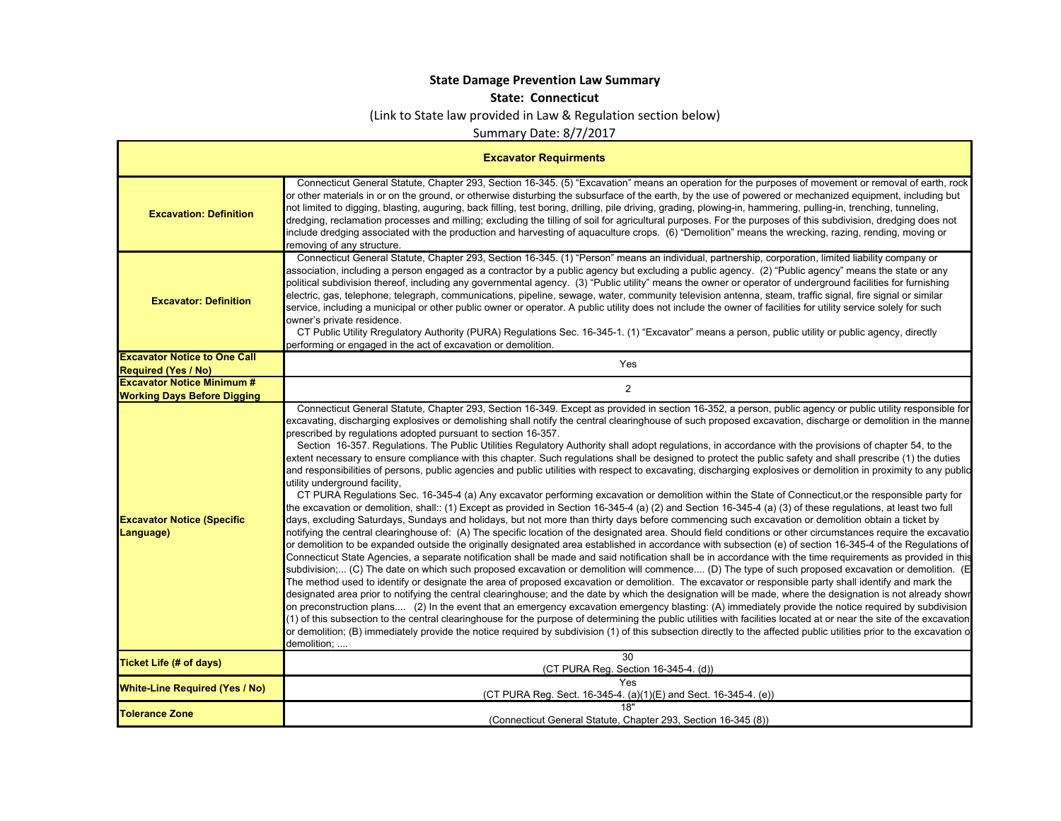# State Damage Prevention Law Summary

## State: Connecticut

(Link to State law provided in Law & Regulation section below)

Summary Date: 8/7/2017

| Excavator Requirments | |
|---|---|
| **Excavation: Definition** | Connecticut General Statute, Chapter 293, Section 16-345. (5) "Excavation" means an operation for the purposes of movement or removal of earth, rock or other materials in or on the ground, or otherwise disturbing the subsurface of the earth, by the use of powered or mechanized equipment, including but not limited to digging, blasting, auguring, back filling, test boring, drilling, pile driving, grading, plowing-in, hammering, pulling-in, trenching, tunneling, dredging, reclamation processes and milling; excluding the tilling of soil for agricultural purposes. For the purposes of this subdivision, dredging does not include dredging associated with the production and harvesting of aquaculture crops. (6) "Demolition" means the wrecking, razing, rending, moving or removing of any structure. |
| **Excavator: Definition** | Connecticut General Statute, Chapter 293, Section 16-345. (1) "Person" means an individual, partnership, corporation, limited liability company or association, including a person engaged as a contractor by a public agency but excluding a public agency. (2) "Public agency" means the state or any political subdivision thereof, including any governmental agency. (3) "Public utility" means the owner or operator of underground facilities for furnishing electric, gas, telephone, telegraph, communications, pipeline, sewage, water, community television antenna, steam, traffic signal, fire signal or similar service, including a municipal or other public owner or operator. A public utility does not include the owner of facilities for utility service solely for such owner's private residence. CT Public Utility Rregulatory Authority (PURA) Regulations Sec. 16-345-1. (1) "Excavator" means a person, public utility or public agency, directly performing or engaged in the act of excavation or demolition. |
| **Excavator Notice to One Call Required (Yes / No)** | Yes |
| **Excavator Notice Minimum # Working Days Before Digging** | 2 |
| **Excavator Notice (Specific Language)** | Connecticut General Statute, Chapter 293, Section 16-349. Except as provided in section 16-352, a person, public agency or public utility responsible for excavating, discharging explosives or demolishing shall notify the central clearinghouse of such proposed excavation, discharge or demolition in the manne prescribed by regulations adopted pursuant to section 16-357. Section 16-357. Regulations. The Public Utilities Regulatory Authority shall adopt regulations, in accordance with the provisions of chapter 54, to the extent necessary to ensure compliance with this chapter. Such regulations shall be designed to protect the public safety and shall prescribe (1) the duties and responsibilities of persons, public agencies and public utilities with respect to excavating, discharging explosives or demolition in proximity to any public utility underground facility, CT PURA Regulations Sec. 16-345-4 (a) Any excavator performing excavation or demolition within the State of Connecticut,or the responsible party for the excavation or demolition, shall:: (1) Except as provided in Section 16-345-4 (a) (2) and Section 16-345-4 (a) (3) of these regulations, at least two full days, excluding Saturdays, Sundays and holidays, but not more than thirty days before commencing such excavation or demolition obtain a ticket by notifying the central clearinghouse of: (A) The specific location of the designated area. Should field conditions or other circumstances require the excavatio or demolition to be expanded outside the originally designated area established in accordance with subsection (e) of section 16-345-4 of the Regulations of Connecticut State Agencies, a separate notification shall be made and said notification shall be in accordance with the time requirements as provided in this subdivision;... (C) The date on which such proposed excavation or demolition will commence.... (D) The type of such proposed excavation or demolition. (E The method used to identify or designate the area of proposed excavation or demolition. The excavator or responsible party shall identify and mark the designated area prior to notifying the central clearinghouse; and the date by which the designation will be made, where the designation is not already show on preconstruction plans.... (2) In the event that an emergency excavation emergency blasting: (A) immediately provide the notice required by subdivision (1) of this subsection to the central clearinghouse for the purpose of determining the public utilities with facilities located at or near the site of the excavation or demolition; (B) immediately provide the notice required by subdivision (1) of this subsection directly to the affected public utilities prior to the excavation o demolition; .... |
| **Ticket Life (# of days)** | 30 (CT PURA Reg. Section 16-345-4. (d)) |
| **White-Line Required (Yes / No)** | Yes (CT PURA Reg. Sect. 16-345-4. (a)(1)(E) and Sect. 16-345-4. (e)) |
| **Tolerance Zone** | 18" (Connecticut General Statute, Chapter 293, Section 16-345 (8)) |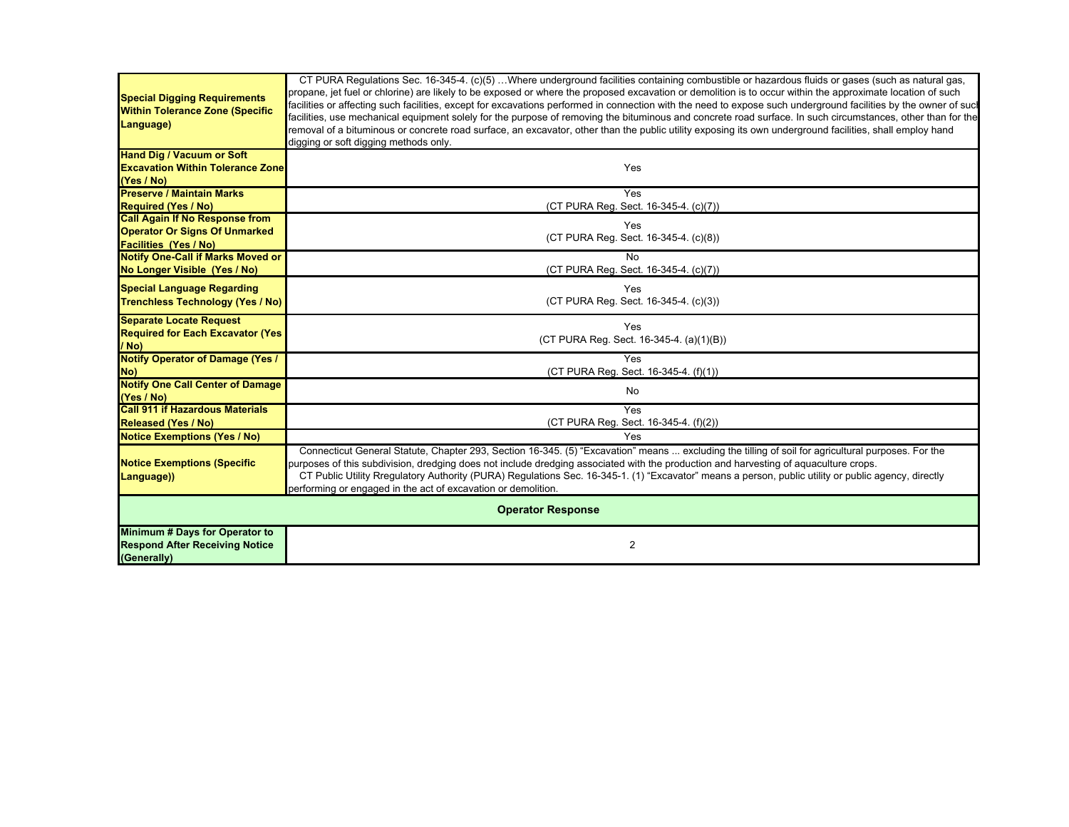| | |
|---|---|
| **Special Digging Requirements Within Tolerance Zone (Specific Language)** | CT PURA Regulations Sec. 16-345-4. (c)(5) …Where underground facilities containing combustible or hazardous fluids or gases (such as natural gas, propane, jet fuel or chlorine) are likely to be exposed or where the proposed excavation or demolition is to occur within the approximate location of such facilities or affecting such facilities, except for excavations performed in connection with the need to expose such underground facilities by the owner of such facilities, use mechanical equipment solely for the purpose of removing the bituminous and concrete road surface. In such circumstances, other than for the removal of a bituminous or concrete road surface, an excavator, other than the public utility exposing its own underground facilities, shall employ hand digging or soft digging methods only. |
| **Hand Dig / Vacuum or Soft Excavation Within Tolerance Zone (Yes / No)** | Yes |
| **Preserve / Maintain Marks Required (Yes / No)** | Yes (CT PURA Reg. Sect. 16-345-4. (c)(7)) |
| **Call Again If No Response from Operator Or Signs Of Unmarked Facilities (Yes / No)** | Yes (CT PURA Reg. Sect. 16-345-4. (c)(8)) |
| **Notify One-Call if Marks Moved or No Longer Visible (Yes / No)** | No (CT PURA Reg. Sect. 16-345-4. (c)(7)) |
| **Special Language Regarding Trenchless Technology (Yes / No)** | Yes (CT PURA Reg. Sect. 16-345-4. (c)(3)) |
| **Separate Locate Request Required for Each Excavator (Yes / No)** | Yes (CT PURA Reg. Sect. 16-345-4. (a)(1)(B)) |
| **Notify Operator of Damage (Yes / No)** | Yes (CT PURA Reg. Sect. 16-345-4. (f)(1)) |
| **Notify One Call Center of Damage (Yes / No)** | No |
| **Call 911 if Hazardous Materials Released (Yes / No)** | Yes (CT PURA Reg. Sect. 16-345-4. (f)(2)) |
| **Notice Exemptions (Yes / No)** | Yes |
| **Notice Exemptions (Specific Language))** | Connecticut General Statute, Chapter 293, Section 16-345. (5) "Excavation" means ... excluding the tilling of soil for agricultural purposes. For the purposes of this subdivision, dredging does not include dredging associated with the production and harvesting of aquaculture crops. CT Public Utility Rregulatory Authority (PURA) Regulations Sec. 16-345-1. (1) "Excavator" means a person, public utility or public agency, directly performing or engaged in the act of excavation or demolition. |
| **Operator Response** | |
| **Minimum # Days for Operator to Respond After Receiving Notice (Generally)** | 2 |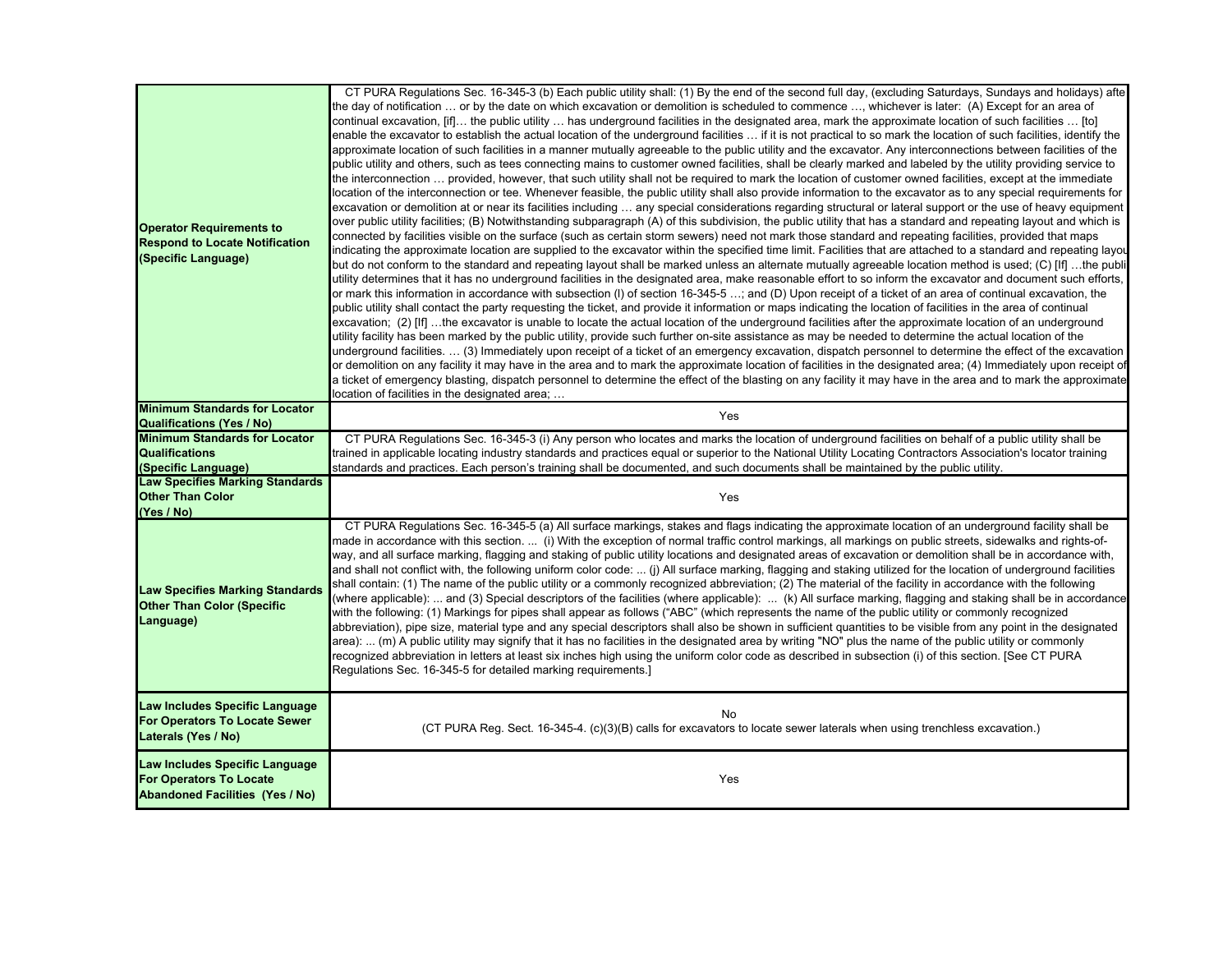| | |
|---|---|
| **Operator Requirements to Respond to Locate Notification (Specific Language)** | CT PURA Regulations Sec. 16-345-3 (b) Each public utility shall: (1) By the end of the second full day, (excluding Saturdays, Sundays and holidays) after the day of notification … or by the date on which excavation or demolition is scheduled to commence …, whichever is later: (A) Except for an area of continual excavation, [if]… the public utility … has underground facilities in the designated area, mark the approximate location of such facilities … [to] enable the excavator to establish the actual location of the underground facilities … if it is not practical to so mark the location of such facilities, identify the approximate location of such facilities in a manner mutually agreeable to the public utility and the excavator. Any interconnections between facilities of the public utility and others, such as tees connecting mains to customer owned facilities, shall be clearly marked and labeled by the utility providing service to the interconnection … provided, however, that such utility shall not be required to mark the location of customer owned facilities, except at the immediate location of the interconnection or tee. Whenever feasible, the public utility shall also provide information to the excavator as to any special requirements for excavation or demolition at or near its facilities including … any special considerations regarding structural or lateral support or the use of heavy equipment over public utility facilities; (B) Notwithstanding subparagraph (A) of this subdivision, the public utility that has a standard and repeating layout and which is connected by facilities visible on the surface (such as certain storm sewers) need not mark those standard and repeating facilities, provided that maps indicating the approximate location are supplied to the excavator within the specified time limit. Facilities that are attached to a standard and repeating layout but do not conform to the standard and repeating layout shall be marked unless an alternate mutually agreeable location method is used; (C) [If] …the public utility determines that it has no underground facilities in the designated area, make reasonable effort to so inform the excavator and document such efforts, or mark this information in accordance with subsection (l) of section 16-345-5 …; and (D) Upon receipt of a ticket of an area of continual excavation, the public utility shall contact the party requesting the ticket, and provide it information or maps indicating the location of facilities in the area of continual excavation; (2) [If] …the excavator is unable to locate the actual location of the underground facilities after the approximate location of an underground utility facility has been marked by the public utility, provide such further on-site assistance as may be needed to determine the actual location of the underground facilities. … (3) Immediately upon receipt of a ticket of an emergency excavation, dispatch personnel to determine the effect of the excavation or demolition on any facility it may have in the area and to mark the approximate location of facilities in the designated area; (4) Immediately upon receipt of a ticket of emergency blasting, dispatch personnel to determine the effect of the blasting on any facility it may have in the area and to mark the approximate location of facilities in the designated area; … |
| **Minimum Standards for Locator Qualifications (Yes / No)** | Yes |
| **Minimum Standards for Locator Qualifications (Specific Language)** | CT PURA Regulations Sec. 16-345-3 (i) Any person who locates and marks the location of underground facilities on behalf of a public utility shall be trained in applicable locating industry standards and practices equal or superior to the National Utility Locating Contractors Association's locator training standards and practices. Each person's training shall be documented, and such documents shall be maintained by the public utility. |
| **Law Specifies Marking Standards Other Than Color (Yes / No)** | Yes |
| **Law Specifies Marking Standards Other Than Color (Specific Language)** | CT PURA Regulations Sec. 16-345-5 (a) All surface markings, stakes and flags indicating the approximate location of an underground facility shall be made in accordance with this section. ... (i) With the exception of normal traffic control markings, all markings on public streets, sidewalks and rights-of-way, and all surface marking, flagging and staking of public utility locations and designated areas of excavation or demolition shall be in accordance with, and shall not conflict with, the following uniform color code: ... (j) All surface marking, flagging and staking utilized for the location of underground facilities shall contain: (1) The name of the public utility or a commonly recognized abbreviation; (2) The material of the facility in accordance with the following (where applicable): ... and (3) Special descriptors of the facilities (where applicable): ... (k) All surface marking, flagging and staking shall be in accordance with the following: (1) Markings for pipes shall appear as follows ("ABC" (which represents the name of the public utility or commonly recognized abbreviation), pipe size, material type and any special descriptors shall also be shown in sufficient quantities to be visible from any point in the designated area): ... (m) A public utility may signify that it has no facilities in the designated area by writing "NO" plus the name of the public utility or commonly recognized abbreviation in letters at least six inches high using the uniform color code as described in subsection (i) of this section. [See CT PURA Regulations Sec. 16-345-5 for detailed marking requirements.] |
| **Law Includes Specific Language For Operators To Locate Sewer Laterals (Yes / No)** | No<br>(CT PURA Reg. Sect. 16-345-4. (c)(3)(B) calls for excavators to locate sewer laterals when using trenchless excavation.) |
| **Law Includes Specific Language For Operators To Locate Abandoned Facilities (Yes / No)** | Yes |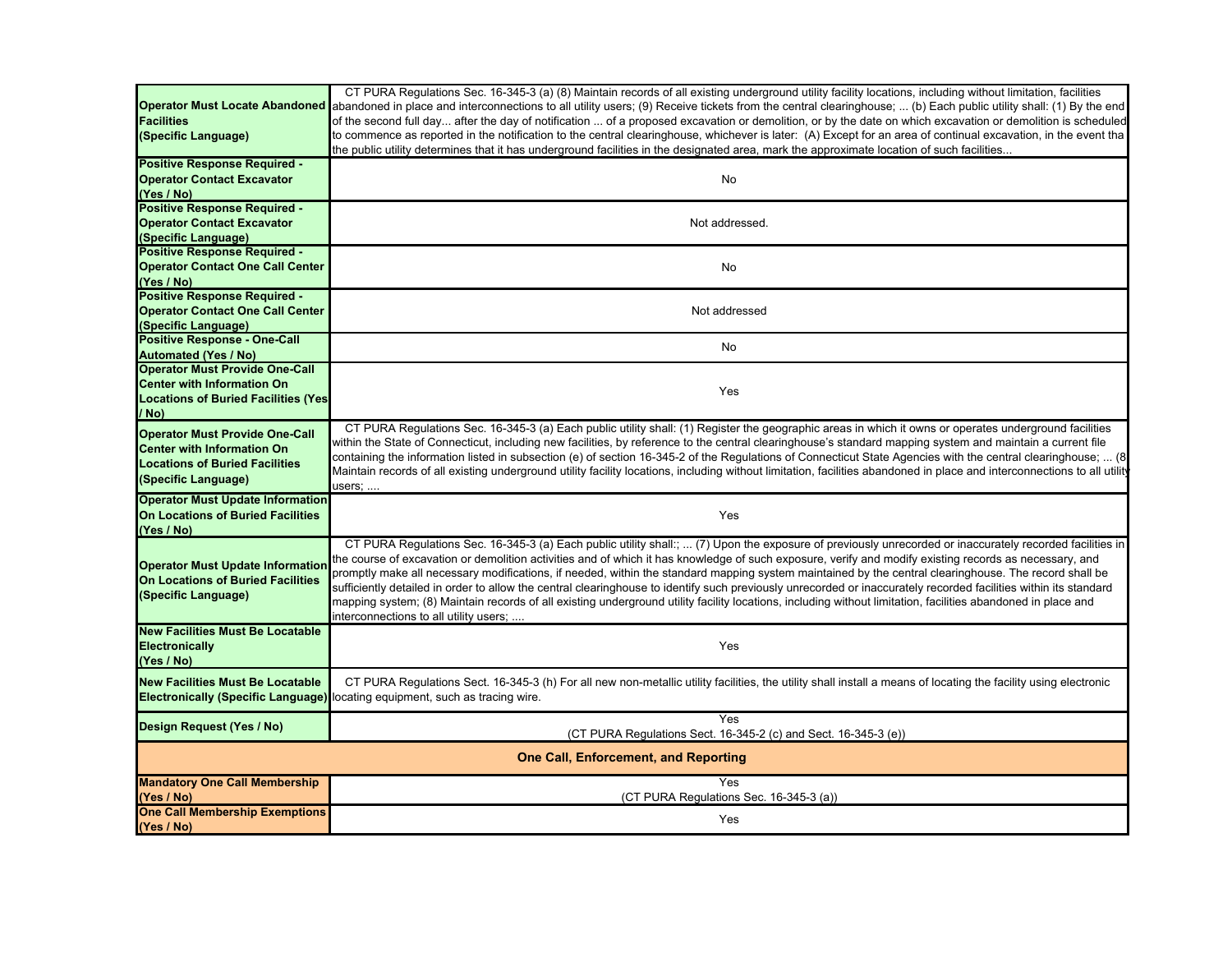| | |
|---|---|
| **Operator Must Locate Abandoned Facilities (Specific Language)** | CT PURA Regulations Sec. 16-345-3 (a) (8) Maintain records of all existing underground utility facility locations, including without limitation, facilities abandoned in place and interconnections to all utility users; (9) Receive tickets from the central clearinghouse; ... (b) Each public utility shall: (1) By the end of the second full day... after the day of notification ... of a proposed excavation or demolition, or by the date on which excavation or demolition is scheduled to commence as reported in the notification to the central clearinghouse, whichever is later: (A) Except for an area of continual excavation, in the event tha the public utility determines that it has underground facilities in the designated area, mark the approximate location of such facilities... |
| **Positive Response Required - Operator Contact Excavator (Yes / No)** | No |
| **Positive Response Required - Operator Contact Excavator (Specific Language)** | Not addressed. |
| **Positive Response Required - Operator Contact One Call Center (Yes / No)** | No |
| **Positive Response Required - Operator Contact One Call Center (Specific Language)** | Not addressed |
| **Positive Response - One-Call Automated (Yes / No)** | No |
| **Operator Must Provide One-Call Center with Information On Locations of Buried Facilities (Yes / No)** | Yes |
| **Operator Must Provide One-Call Center with Information On Locations of Buried Facilities (Specific Language)** | CT PURA Regulations Sec. 16-345-3 (a) Each public utility shall: (1) Register the geographic areas in which it owns or operates underground facilities within the State of Connecticut, including new facilities, by reference to the central clearinghouse's standard mapping system and maintain a current file containing the information listed in subsection (e) of section 16-345-2 of the Regulations of Connecticut State Agencies with the central clearinghouse; ... (8 Maintain records of all existing underground utility facility locations, including without limitation, facilities abandoned in place and interconnections to all utility users; .... |
| **Operator Must Update Information On Locations of Buried Facilities (Yes / No)** | Yes |
| **Operator Must Update Information On Locations of Buried Facilities (Specific Language)** | CT PURA Regulations Sec. 16-345-3 (a) Each public utility shall:; ... (7) Upon the exposure of previously unrecorded or inaccurately recorded facilities in the course of excavation or demolition activities and of which it has knowledge of such exposure, verify and modify existing records as necessary, and promptly make all necessary modifications, if needed, within the standard mapping system maintained by the central clearinghouse. The record shall be sufficiently detailed in order to allow the central clearinghouse to identify such previously unrecorded or inaccurately recorded facilities within its standard mapping system; (8) Maintain records of all existing underground utility facility locations, including without limitation, facilities abandoned in place and interconnections to all utility users; .... |
| **New Facilities Must Be Locatable Electronically (Yes / No)** | Yes |
| **New Facilities Must Be Locatable Electronically (Specific Language)** | CT PURA Regulations Sect. 16-345-3 (h) For all new non-metallic utility facilities, the utility shall install a means of locating the facility using electronic locating equipment, such as tracing wire. |
| **Design Request (Yes / No)** | Yes (CT PURA Regulations Sect. 16-345-2 (c) and Sect. 16-345-3 (e)) |
| **One Call, Enforcement, and Reporting** | |
| **Mandatory One Call Membership (Yes / No)** | Yes (CT PURA Regulations Sec. 16-345-3 (a)) |
| **One Call Membership Exemptions (Yes / No)** | Yes |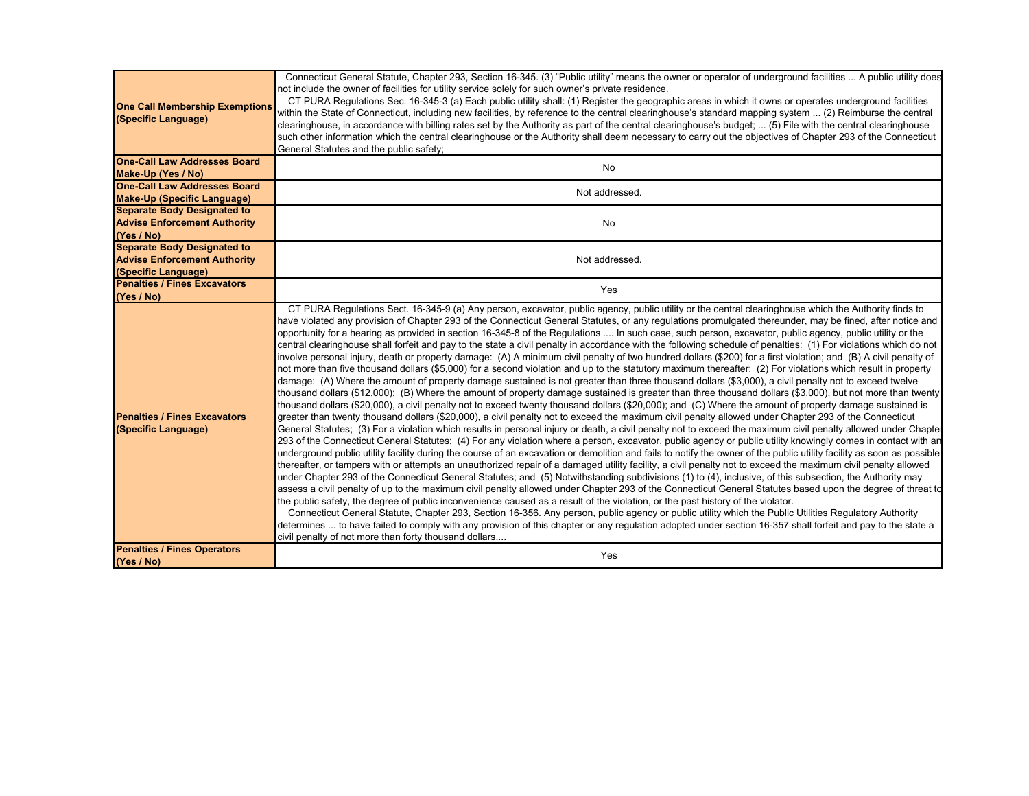| | |
|---|---|
| **One Call Membership Exemptions (Specific Language)** | Connecticut General Statute, Chapter 293, Section 16-345. (3) "Public utility" means the owner or operator of underground facilities ... A public utility does not include the owner of facilities for utility service solely for such owner's private residence.<br>CT PURA Regulations Sec. 16-345-3 (a) Each public utility shall: (1) Register the geographic areas in which it owns or operates underground facilities within the State of Connecticut, including new facilities, by reference to the central clearinghouse's standard mapping system ... (2) Reimburse the central clearinghouse, in accordance with billing rates set by the Authority as part of the central clearinghouse's budget; ... (5) File with the central clearinghouse such other information which the central clearinghouse or the Authority shall deem necessary to carry out the objectives of Chapter 293 of the Connecticut General Statutes and the public safety; |
| **One-Call Law Addresses Board Make-Up (Yes / No)** | No |
| **One-Call Law Addresses Board Make-Up (Specific Language)** | Not addressed. |
| **Separate Body Designated to Advise Enforcement Authority (Yes / No)** | No |
| **Separate Body Designated to Advise Enforcement Authority (Specific Language)** | Not addressed. |
| **Penalties / Fines Excavators (Yes / No)** | Yes |
| **Penalties / Fines Excavators (Specific Language)** | CT PURA Regulations Sect. 16-345-9 (a) Any person, excavator, public agency, public utility or the central clearinghouse which the Authority finds to have violated any provision of Chapter 293 of the Connecticut General Statutes, or any regulations promulgated thereunder, may be fined, after notice and opportunity for a hearing as provided in section 16-345-8 of the Regulations .... In such case, such person, excavator, public agency, public utility or the central clearinghouse shall forfeit and pay to the state a civil penalty in accordance with the following schedule of penalties: (1) For violations which do not involve personal injury, death or property damage: (A) A minimum civil penalty of two hundred dollars ($200) for a first violation; and (B) A civil penalty of not more than five thousand dollars ($5,000) for a second violation and up to the statutory maximum thereafter; (2) For violations which result in property damage: (A) Where the amount of property damage sustained is not greater than three thousand dollars ($3,000), a civil penalty not to exceed twelve thousand dollars ($12,000); (B) Where the amount of property damage sustained is greater than three thousand dollars ($3,000), but not more than twenty thousand dollars ($20,000), a civil penalty not to exceed twenty thousand dollars ($20,000); and (C) Where the amount of property damage sustained is greater than twenty thousand dollars ($20,000), a civil penalty not to exceed the maximum civil penalty allowed under Chapter 293 of the Connecticut General Statutes; (3) For a violation which results in personal injury or death, a civil penalty not to exceed the maximum civil penalty allowed under Chapter 293 of the Connecticut General Statutes; (4) For any violation where a person, excavator, public agency or public utility knowingly comes in contact with an underground public utility facility during the course of an excavation or demolition and fails to notify the owner of the public utility facility as soon as possible thereafter, or tampers with or attempts an unauthorized repair of a damaged utility facility, a civil penalty not to exceed the maximum civil penalty allowed under Chapter 293 of the Connecticut General Statutes; and (5) Notwithstanding subdivisions (1) to (4), inclusive, of this subsection, the Authority may assess a civil penalty of up to the maximum civil penalty allowed under Chapter 293 of the Connecticut General Statutes based upon the degree of threat to the public safety, the degree of public inconvenience caused as a result of the violation, or the past history of the violator.<br>Connecticut General Statute, Chapter 293, Section 16-356. Any person, public agency or public utility which the Public Utilities Regulatory Authority determines ... to have failed to comply with any provision of this chapter or any regulation adopted under section 16-357 shall forfeit and pay to the state a civil penalty of not more than forty thousand dollars.... |
| **Penalties / Fines Operators (Yes / No)** | Yes |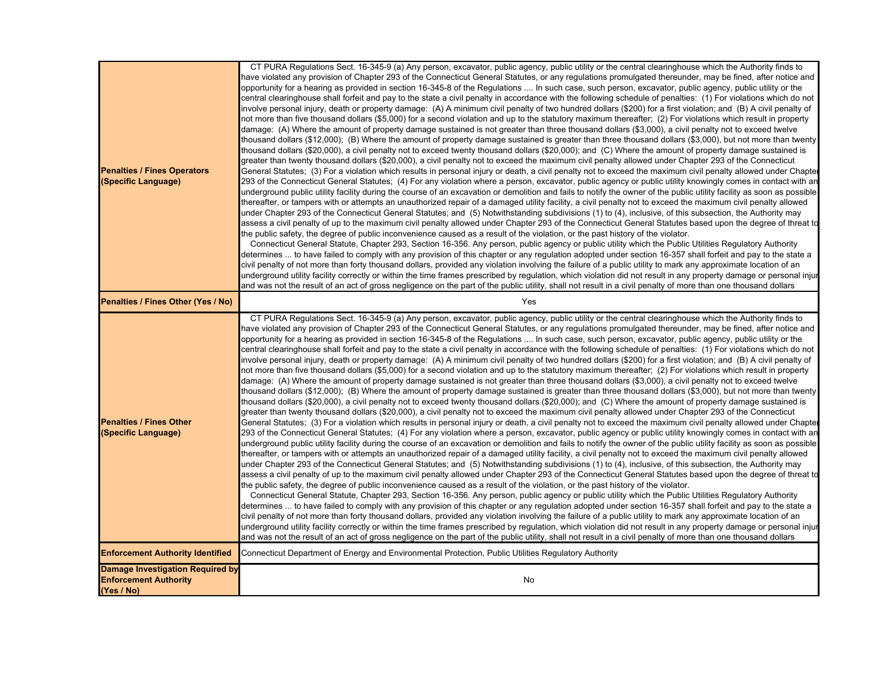| | |
|---|---|
| **Penalties / Fines Operators (Specific Language)** | CT PURA Regulations Sect. 16-345-9 (a) Any person, excavator, public agency, public utility or the central clearinghouse which the Authority finds to have violated any provision of Chapter 293 of the Connecticut General Statutes, or any regulations promulgated thereunder, may be fined, after notice and opportunity for a hearing as provided in section 16-345-8 of the Regulations .... In such case, such person, excavator, public agency, public utility or the central clearinghouse shall forfeit and pay to the state a civil penalty in accordance with the following schedule of penalties: (1) For violations which do not involve personal injury, death or property damage: (A) A minimum civil penalty of two hundred dollars ($200) for a first violation; and (B) A civil penalty of not more than five thousand dollars ($5,000) for a second violation and up to the statutory maximum thereafter; (2) For violations which result in property damage: (A) Where the amount of property damage sustained is not greater than three thousand dollars ($3,000), a civil penalty not to exceed twelve thousand dollars ($12,000); (B) Where the amount of property damage sustained is greater than three thousand dollars ($3,000), but not more than twenty thousand dollars ($20,000), a civil penalty not to exceed twenty thousand dollars ($20,000); and (C) Where the amount of property damage sustained is greater than twenty thousand dollars ($20,000), a civil penalty not to exceed the maximum civil penalty allowed under Chapter 293 of the Connecticut General Statutes; (3) For a violation which results in personal injury or death, a civil penalty not to exceed the maximum civil penalty allowed under Chapter 293 of the Connecticut General Statutes; (4) For any violation where a person, excavator, public agency or public utility knowingly comes in contact with an underground public utility facility during the course of an excavation or demolition and fails to notify the owner of the public utility facility as soon as possible thereafter, or tampers with or attempts an unauthorized repair of a damaged utility facility, a civil penalty not to exceed the maximum civil penalty allowed under Chapter 293 of the Connecticut General Statutes; and (5) Notwithstanding subdivisions (1) to (4), inclusive, of this subsection, the Authority may assess a civil penalty of up to the maximum civil penalty allowed under Chapter 293 of the Connecticut General Statutes based upon the degree of threat to the public safety, the degree of public inconvenience caused as a result of the violation, or the past history of the violator.<br>Connecticut General Statute, Chapter 293, Section 16-356. Any person, public agency or public utility which the Public Utilities Regulatory Authority determines ... to have failed to comply with any provision of this chapter or any regulation adopted under section 16-357 shall forfeit and pay to the state a civil penalty of not more than forty thousand dollars, provided any violation involving the failure of a public utility to mark any approximate location of an underground utility facility correctly or within the time frames prescribed by regulation, which violation did not result in any property damage or personal injury and was not the result of an act of gross negligence on the part of the public utility, shall not result in a civil penalty of more than one thousand dollars |
| **Penalties / Fines Other (Yes / No)** | Yes |
| **Penalties / Fines Other (Specific Language)** | CT PURA Regulations Sect. 16-345-9 (a) Any person, excavator, public agency, public utility or the central clearinghouse which the Authority finds to have violated any provision of Chapter 293 of the Connecticut General Statutes, or any regulations promulgated thereunder, may be fined, after notice and opportunity for a hearing as provided in section 16-345-8 of the Regulations .... In such case, such person, excavator, public agency, public utility or the central clearinghouse shall forfeit and pay to the state a civil penalty in accordance with the following schedule of penalties: (1) For violations which do not involve personal injury, death or property damage: (A) A minimum civil penalty of two hundred dollars ($200) for a first violation; and (B) A civil penalty of not more than five thousand dollars ($5,000) for a second violation and up to the statutory maximum thereafter; (2) For violations which result in property damage: (A) Where the amount of property damage sustained is not greater than three thousand dollars ($3,000), a civil penalty not to exceed twelve thousand dollars ($12,000); (B) Where the amount of property damage sustained is greater than three thousand dollars ($3,000), but not more than twenty thousand dollars ($20,000), a civil penalty not to exceed twenty thousand dollars ($20,000); and (C) Where the amount of property damage sustained is greater than twenty thousand dollars ($20,000), a civil penalty not to exceed the maximum civil penalty allowed under Chapter 293 of the Connecticut General Statutes; (3) For a violation which results in personal injury or death, a civil penalty not to exceed the maximum civil penalty allowed under Chapter 293 of the Connecticut General Statutes; (4) For any violation where a person, excavator, public agency or public utility knowingly comes in contact with an underground public utility facility during the course of an excavation or demolition and fails to notify the owner of the public utility facility as soon as possible thereafter, or tampers with or attempts an unauthorized repair of a damaged utility facility, a civil penalty not to exceed the maximum civil penalty allowed under Chapter 293 of the Connecticut General Statutes; and (5) Notwithstanding subdivisions (1) to (4), inclusive, of this subsection, the Authority may assess a civil penalty of up to the maximum civil penalty allowed under Chapter 293 of the Connecticut General Statutes based upon the degree of threat to the public safety, the degree of public inconvenience caused as a result of the violation, or the past history of the violator.<br>Connecticut General Statute, Chapter 293, Section 16-356. Any person, public agency or public utility which the Public Utilities Regulatory Authority determines ... to have failed to comply with any provision of this chapter or any regulation adopted under section 16-357 shall forfeit and pay to the state a civil penalty of not more than forty thousand dollars, provided any violation involving the failure of a public utility to mark any approximate location of an underground utility facility correctly or within the time frames prescribed by regulation, which violation did not result in any property damage or personal injury and was not the result of an act of gross negligence on the part of the public utility, shall not result in a civil penalty of more than one thousand dollars |
| **Enforcement Authority Identified** | Connecticut Department of Energy and Environmental Protection, Public Utilities Regulatory Authority |
| **Damage Investigation Required by Enforcement Authority (Yes / No)** | No |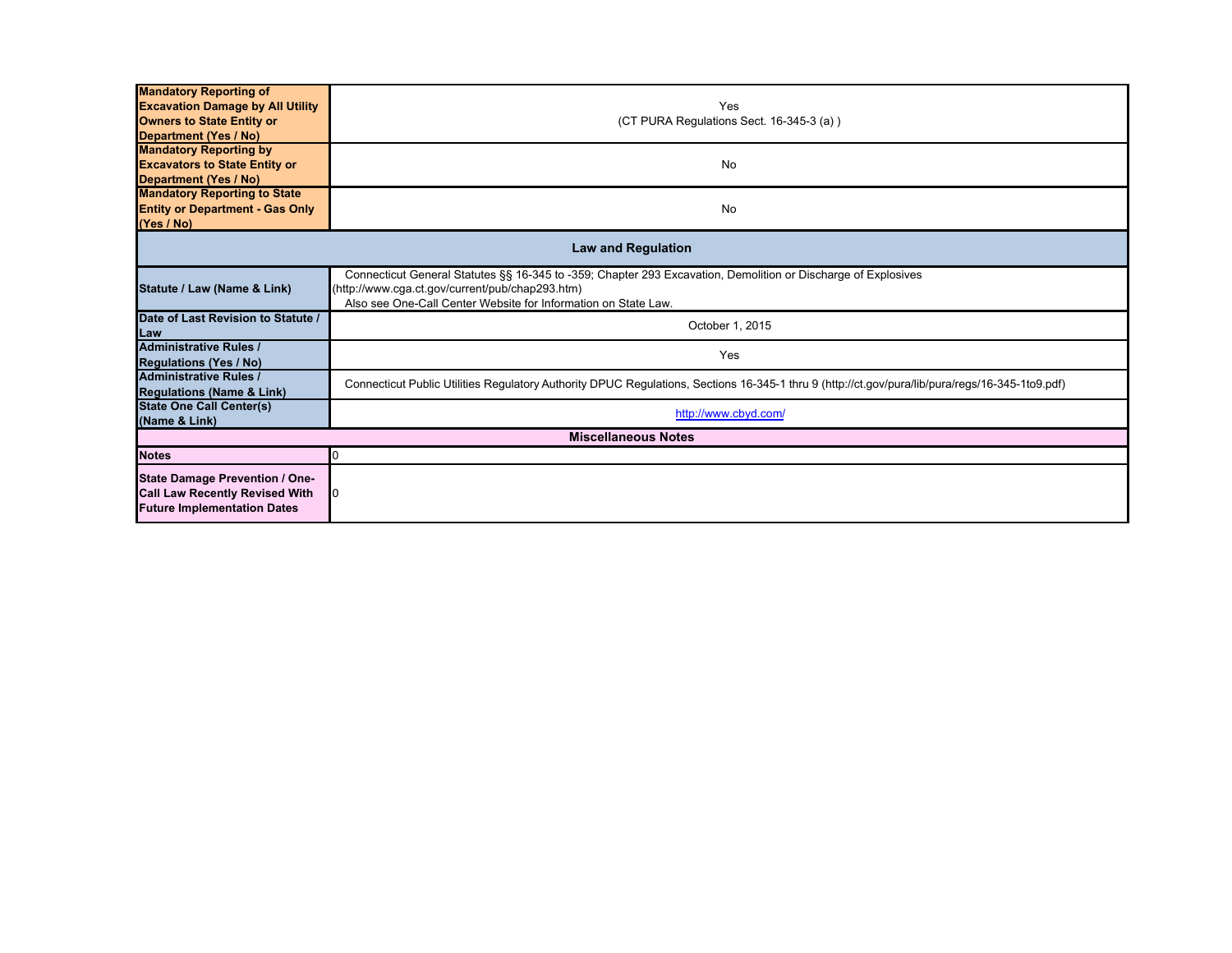| | |
|---|---|
| **Mandatory Reporting of Excavation Damage by All Utility Owners to State Entity or Department (Yes / No)** | Yes<br>(CT PURA Regulations Sect. 16-345-3 (a) ) |
| **Mandatory Reporting by Excavators to State Entity or Department (Yes / No)** | No |
| **Mandatory Reporting to State Entity or Department - Gas Only (Yes / No)** | No |
| **Law and Regulation** | |
| **Statute / Law (Name & Link)** | Connecticut General Statutes §§ 16-345 to -359; Chapter 293 Excavation, Demolition or Discharge of Explosives (http://www.cga.ct.gov/current/pub/chap293.htm)<br>Also see One-Call Center Website for Information on State Law. |
| **Date of Last Revision to Statute / Law** | October 1, 2015 |
| **Administrative Rules / Regulations (Yes / No)** | Yes |
| **Administrative Rules / Regulations (Name & Link)** | Connecticut Public Utilities Regulatory Authority DPUC Regulations, Sections 16-345-1 thru 9 (http://ct.gov/pura/lib/pura/regs/16-345-1to9.pdf) |
| **State One Call Center(s) (Name & Link)** | http://www.cbyd.com/ |
| **Miscellaneous Notes** | |
| **Notes** | 0 |
| **State Damage Prevention / One-Call Law Recently Revised With Future Implementation Dates** | 0 |